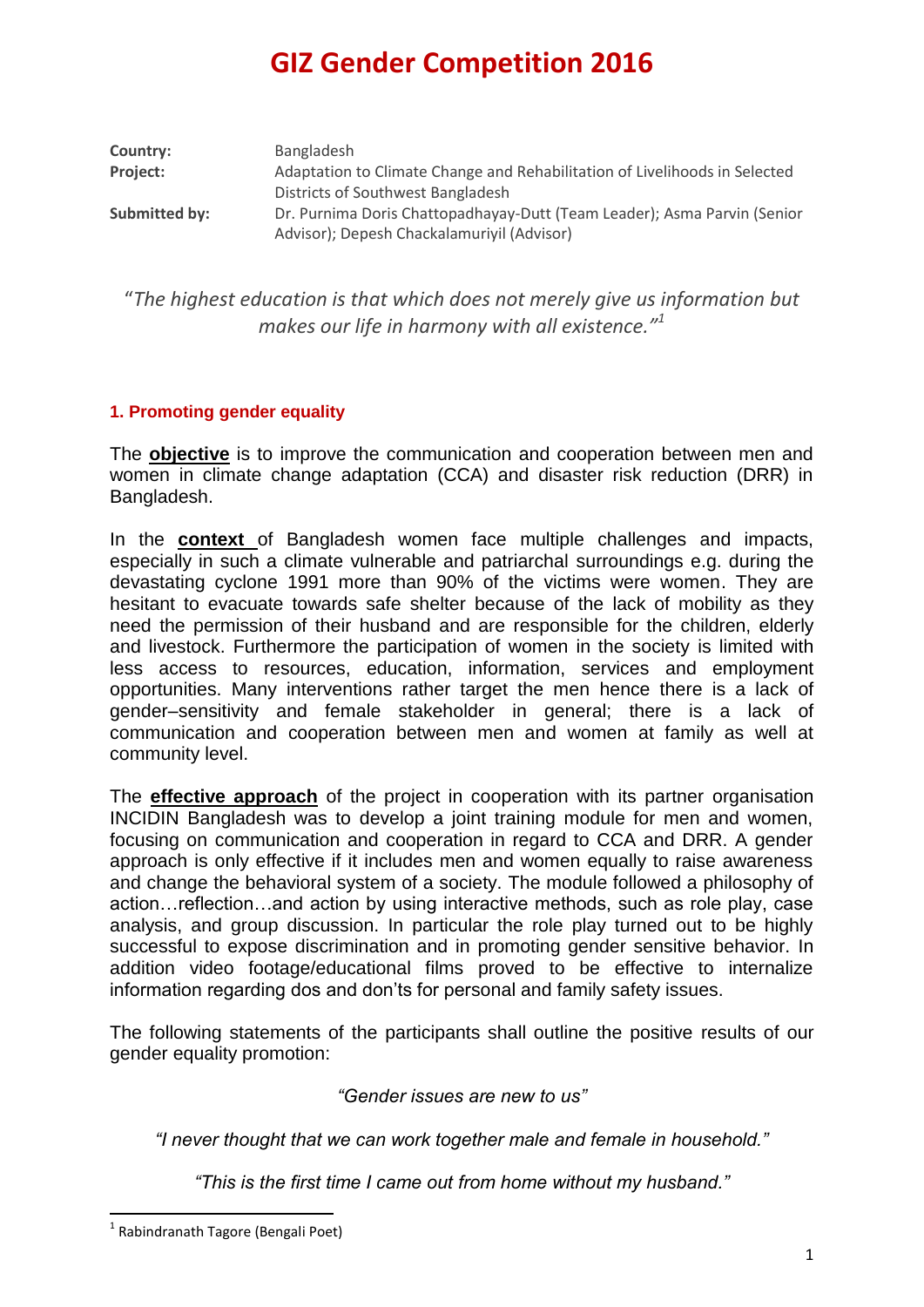# GIZ Gender Competition 2016

**Country:** Bangladesh
**Project:** Adaptation to Climate Change and Rehabilitation of Livelihoods in Selected Districts of Southwest Bangladesh
**Submitted by:** Dr. Purnima Doris Chattopadhayay-Dutt (Team Leader); Asma Parvin (Senior Advisor); Depesh Chackalamuriyil (Advisor)

*"The highest education is that which does not merely give us information but makes our life in harmony with all existence."*[1]

## 1. Promoting gender equality

The **objective** is to improve the communication and cooperation between men and women in climate change adaptation (CCA) and disaster risk reduction (DRR) in Bangladesh.

In the **context** of Bangladesh women face multiple challenges and impacts, especially in such a climate vulnerable and patriarchal surroundings e.g. during the devastating cyclone 1991 more than 90% of the victims were women. They are hesitant to evacuate towards safe shelter because of the lack of mobility as they need the permission of their husband and are responsible for the children, elderly and livestock. Furthermore the participation of women in the society is limited with less access to resources, education, information, services and employment opportunities. Many interventions rather target the men hence there is a lack of gender–sensitivity and female stakeholder in general; there is a lack of communication and cooperation between men and women at family as well at community level.

The **effective approach** of the project in cooperation with its partner organisation INCIDIN Bangladesh was to develop a joint training module for men and women, focusing on communication and cooperation in regard to CCA and DRR. A gender approach is only effective if it includes men and women equally to raise awareness and change the behavioral system of a society. The module followed a philosophy of action…reflection…and action by using interactive methods, such as role play, case analysis, and group discussion. In particular the role play turned out to be highly successful to expose discrimination and in promoting gender sensitive behavior. In addition video footage/educational films proved to be effective to internalize information regarding dos and don'ts for personal and family safety issues.

The following statements of the participants shall outline the positive results of our gender equality promotion:

*"Gender issues are new to us"*

*"I never thought that we can work together male and female in household."*

*"This is the first time I came out from home without my husband."*

---

[1] Rabindranath Tagore (Bengali Poet)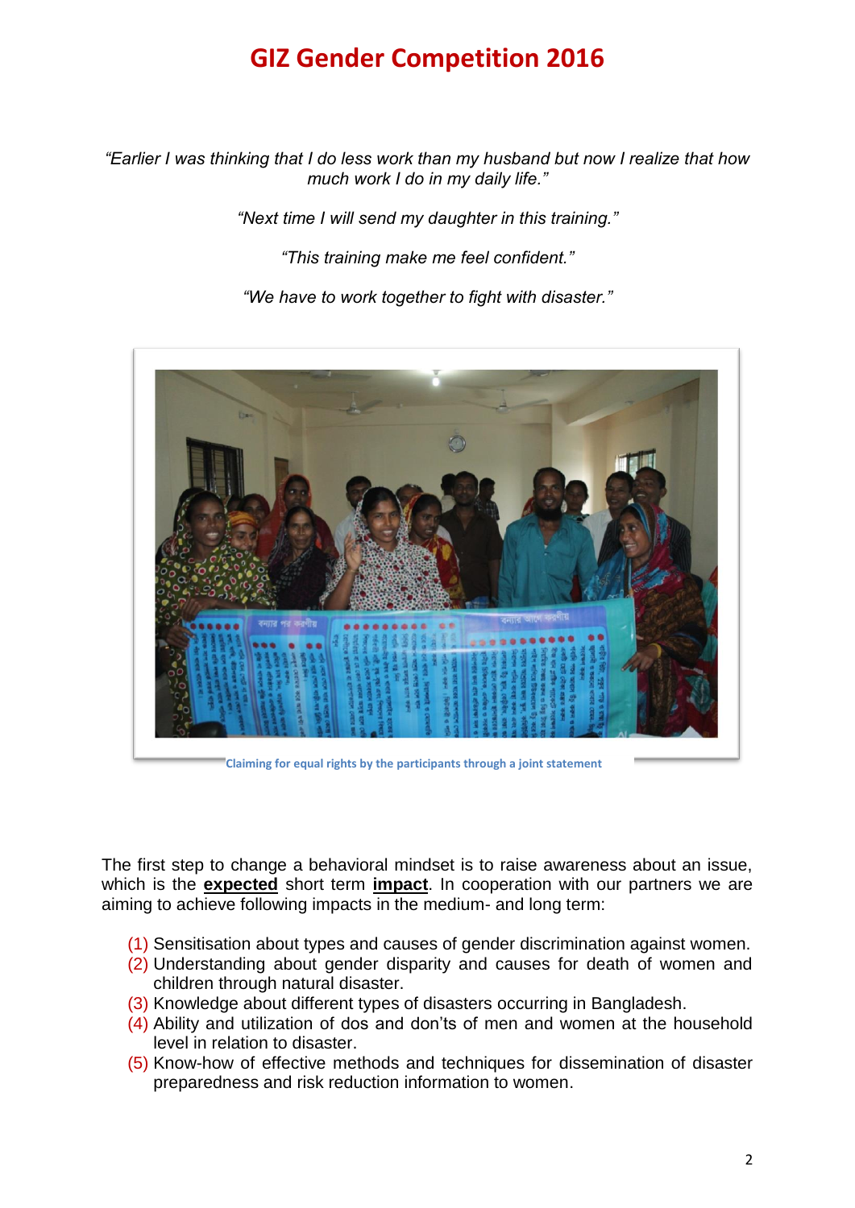# GIZ Gender Competition 2016

*"Earlier I was thinking that I do less work than my husband but now I realize that how much work I do in my daily life."*

*"Next time I will send my daughter in this training."*

*"This training make me feel confident."*

*"We have to work together to fight with disaster."*

Claiming for equal rights by the participants through a joint statement

The first step to change a behavioral mindset is to raise awareness about an issue, which is the **expected** short term **impact**. In cooperation with our partners we are aiming to achieve following impacts in the medium- and long term:

(1) Sensitisation about types and causes of gender discrimination against women.
(2) Understanding about gender disparity and causes for death of women and children through natural disaster.
(3) Knowledge about different types of disasters occurring in Bangladesh.
(4) Ability and utilization of dos and don'ts of men and women at the household level in relation to disaster.
(5) Know-how of effective methods and techniques for dissemination of disaster preparedness and risk reduction information to women.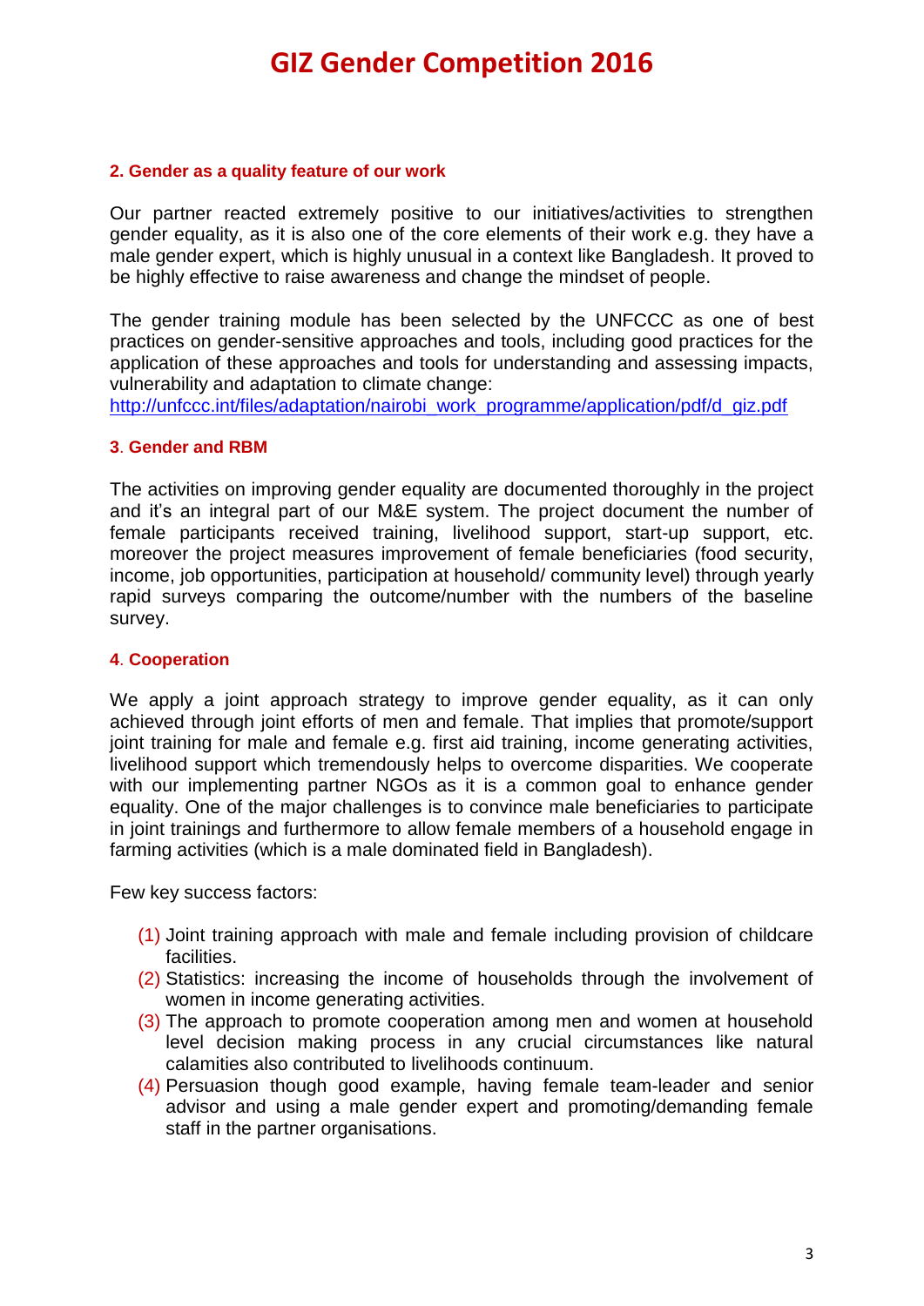### 2. Gender as a quality feature of our work

Our partner reacted extremely positive to our initiatives/activities to strengthen gender equality, as it is also one of the core elements of their work e.g. they have a male gender expert, which is highly unusual in a context like Bangladesh. It proved to be highly effective to raise awareness and change the mindset of people.

The gender training module has been selected by the UNFCCC as one of best practices on gender-sensitive approaches and tools, including good practices for the application of these approaches and tools for understanding and assessing impacts, vulnerability and adaptation to climate change:
http://unfccc.int/files/adaptation/nairobi_work_programme/application/pdf/d_giz.pdf

### 3. Gender and RBM

The activities on improving gender equality are documented thoroughly in the project and it's an integral part of our M&E system. The project document the number of female participants received training, livelihood support, start-up support, etc. moreover the project measures improvement of female beneficiaries (food security, income, job opportunities, participation at household/ community level) through yearly rapid surveys comparing the outcome/number with the numbers of the baseline survey.

### 4. Cooperation

We apply a joint approach strategy to improve gender equality, as it can only achieved through joint efforts of men and female. That implies that promote/support joint training for male and female e.g. first aid training, income generating activities, livelihood support which tremendously helps to overcome disparities. We cooperate with our implementing partner NGOs as it is a common goal to enhance gender equality. One of the major challenges is to convince male beneficiaries to participate in joint trainings and furthermore to allow female members of a household engage in farming activities (which is a male dominated field in Bangladesh).

Few key success factors:

(1) Joint training approach with male and female including provision of childcare facilities.
(2) Statistics: increasing the income of households through the involvement of women in income generating activities.
(3) The approach to promote cooperation among men and women at household level decision making process in any crucial circumstances like natural calamities also contributed to livelihoods continuum.
(4) Persuasion though good example, having female team-leader and senior advisor and using a male gender expert and promoting/demanding female staff in the partner organisations.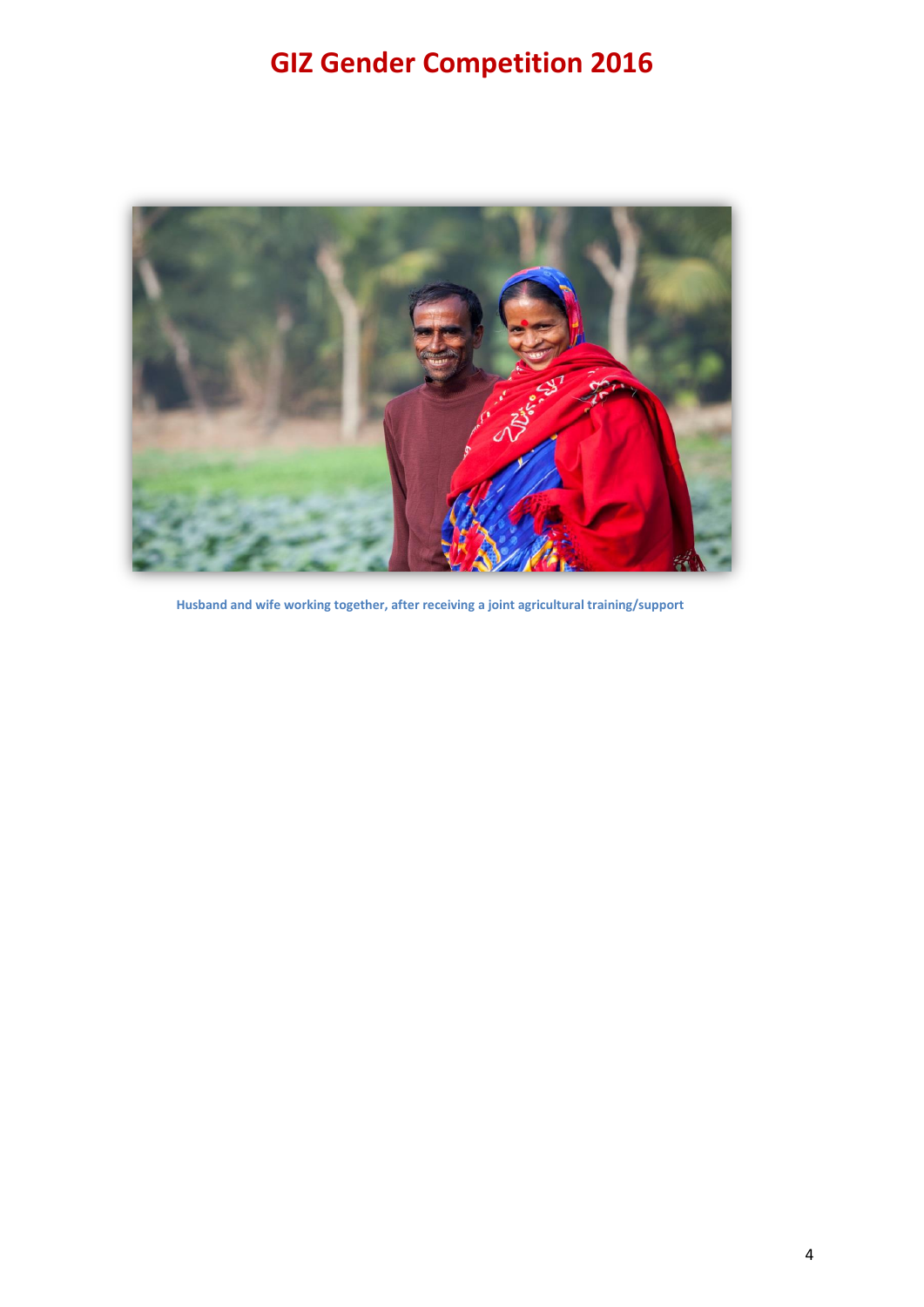Husband and wife working together, after receiving a joint agricultural training/support